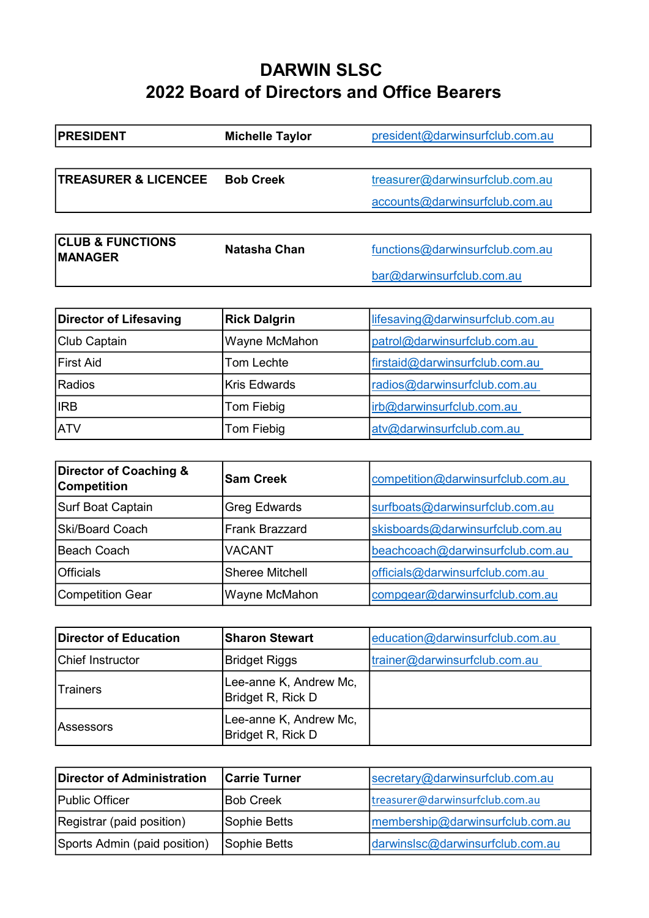# DARWIN SLSC
## 2022 Board of Directors and Office Bearers

| **PRESIDENT** | **Michelle Taylor** | president@darwinsurfclub.com.au |
|---|---|---|

| **TREASURER & LICENCEE** | **Bob Creek** | treasurer@darwinsurfclub.com.au<br>accounts@darwinsurfclub.com.au |
|---|---|---|

| **CLUB & FUNCTIONS MANAGER** | **Natasha Chan** | functions@darwinsurfclub.com.au<br>bar@darwinsurfclub.com.au |
|---|---|---|

| **Director of Lifesaving** | **Rick Dalgrin** | lifesaving@darwinsurfclub.com.au |
|---|---|---|
| Club Captain | Wayne McMahon | patrol@darwinsurfclub.com.au |
| First Aid | Tom Lechte | firstaid@darwinsurfclub.com.au |
| Radios | Kris Edwards | radios@darwinsurfclub.com.au |
| IRB | Tom Fiebig | irb@darwinsurfclub.com.au |
| ATV | Tom Fiebig | atv@darwinsurfclub.com.au |

| **Director of Coaching & Competition** | **Sam Creek** | competition@darwinsurfclub.com.au |
|---|---|---|
| Surf Boat Captain | Greg Edwards | surfboats@darwinsurfclub.com.au |
| Ski/Board Coach | Frank Brazzard | skisboards@darwinsurfclub.com.au |
| Beach Coach | VACANT | beachcoach@darwinsurfclub.com.au |
| Officials | Sheree Mitchell | officials@darwinsurfclub.com.au |
| Competition Gear | Wayne McMahon | compgear@darwinsurfclub.com.au |

| **Director of Education** | **Sharon Stewart** | education@darwinsurfclub.com.au |
|---|---|---|
| Chief Instructor | Bridget Riggs | trainer@darwinsurfclub.com.au |
| Trainers | Lee-anne K, Andrew Mc, Bridget R, Rick D | |
| Assessors | Lee-anne K, Andrew Mc, Bridget R, Rick D | |

| **Director of Administration** | **Carrie Turner** | secretary@darwinsurfclub.com.au |
|---|---|---|
| Public Officer | Bob Creek | treasurer@darwinsurfclub.com.au |
| Registrar (paid position) | Sophie Betts | membership@darwinsurfclub.com.au |
| Sports Admin (paid position) | Sophie Betts | darwinslsc@darwinsurfclub.com.au |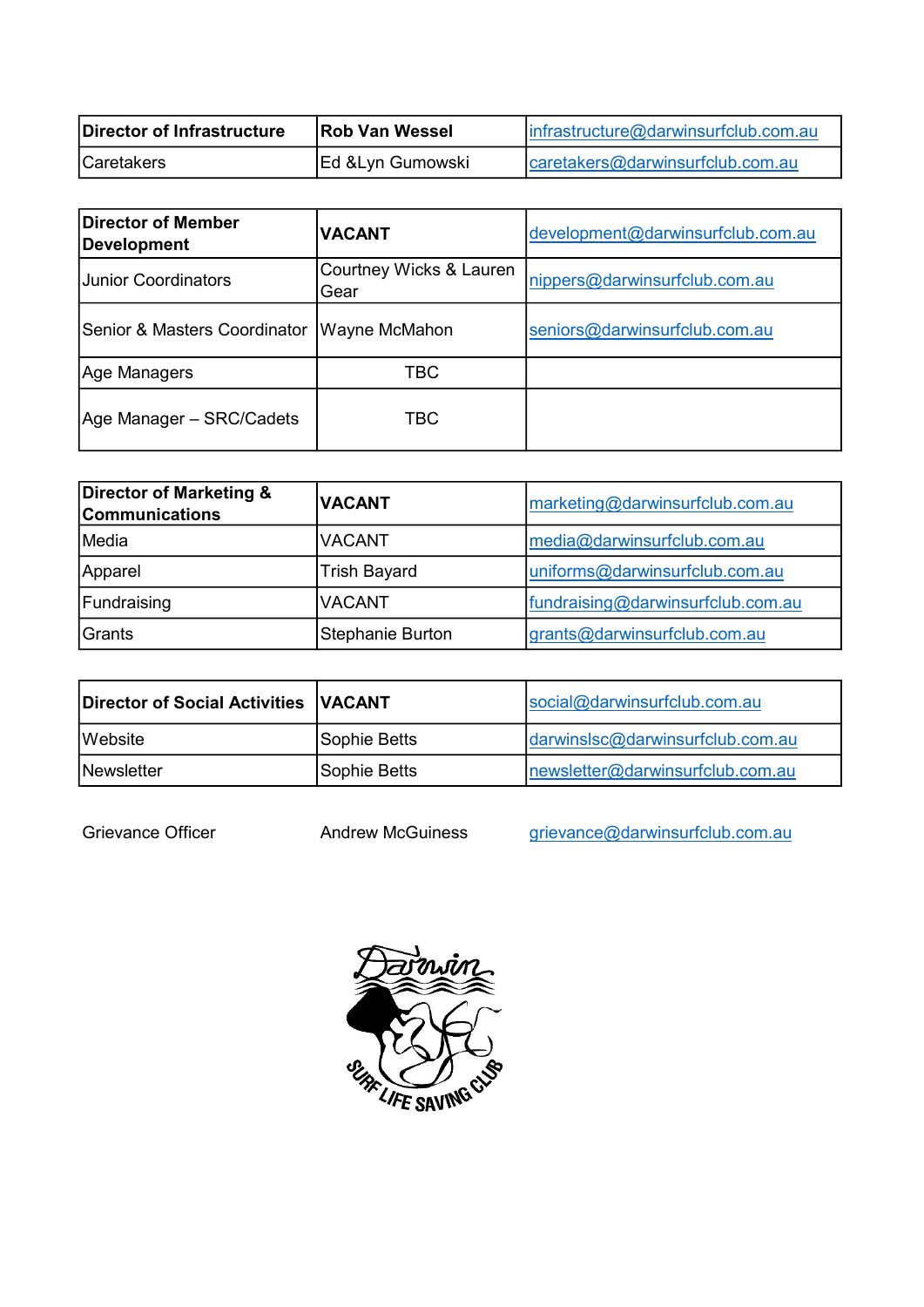| | | |
|---|---|---|
| **Director of Infrastructure** | **Rob Van Wessel** | infrastructure@darwinsurfclub.com.au |
| Caretakers | Ed &Lyn Gumowski | caretakers@darwinsurfclub.com.au |

| | | |
|---|---|---|
| **Director of Member Development** | **VACANT** | development@darwinsurfclub.com.au |
| Junior Coordinators | Courtney Wicks & Lauren Gear | nippers@darwinsurfclub.com.au |
| Senior & Masters Coordinator | Wayne McMahon | seniors@darwinsurfclub.com.au |
| Age Managers | TBC | |
| Age Manager – SRC/Cadets | TBC | |

| | | |
|---|---|---|
| **Director of Marketing & Communications** | **VACANT** | marketing@darwinsurfclub.com.au |
| Media | VACANT | media@darwinsurfclub.com.au |
| Apparel | Trish Bayard | uniforms@darwinsurfclub.com.au |
| Fundraising | VACANT | fundraising@darwinsurfclub.com.au |
| Grants | Stephanie Burton | grants@darwinsurfclub.com.au |

| | | |
|---|---|---|
| **Director of Social Activities** | **VACANT** | social@darwinsurfclub.com.au |
| Website | Sophie Betts | darwinslsc@darwinsurfclub.com.au |
| Newsletter | Sophie Betts | newsletter@darwinsurfclub.com.au |

Grievance Officer Andrew McGuiness grievance@darwinsurfclub.com.au

Darwin Surf Life Saving Club